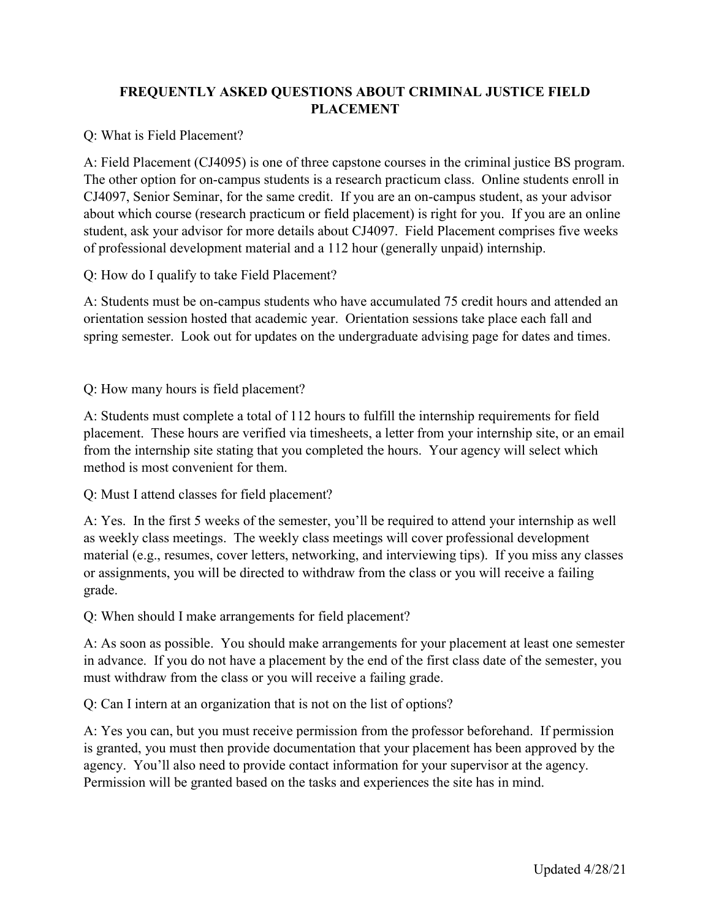# FREQUENTLY ASKED QUESTIONS ABOUT CRIMINAL JUSTICE FIELD PLACEMENT

Q: What is Field Placement?

A: Field Placement (CJ4095) is one of three capstone courses in the criminal justice BS program. The other option for on-campus students is a research practicum class. Online students enroll in CJ4097, Senior Seminar, for the same credit. If you are an on-campus student, as your advisor about which course (research practicum or field placement) is right for you. If you are an online student, ask your advisor for more details about CJ4097. Field Placement comprises five weeks of professional development material and a 112 hour (generally unpaid) internship.

Q: How do I qualify to take Field Placement?

A: Students must be on-campus students who have accumulated 75 credit hours and attended an orientation session hosted that academic year. Orientation sessions take place each fall and spring semester. Look out for updates on the undergraduate advising page for dates and times.

Q: How many hours is field placement?

A: Students must complete a total of 112 hours to fulfill the internship requirements for field placement. These hours are verified via timesheets, a letter from your internship site, or an email from the internship site stating that you completed the hours. Your agency will select which method is most convenient for them.

Q: Must I attend classes for field placement?

A: Yes. In the first 5 weeks of the semester, you'll be required to attend your internship as well as weekly class meetings. The weekly class meetings will cover professional development material (e.g., resumes, cover letters, networking, and interviewing tips). If you miss any classes or assignments, you will be directed to withdraw from the class or you will receive a failing grade.

Q: When should I make arrangements for field placement?

A: As soon as possible. You should make arrangements for your placement at least one semester in advance. If you do not have a placement by the end of the first class date of the semester, you must withdraw from the class or you will receive a failing grade.

Q: Can I intern at an organization that is not on the list of options?

A: Yes you can, but you must receive permission from the professor beforehand. If permission is granted, you must then provide documentation that your placement has been approved by the agency. You'll also need to provide contact information for your supervisor at the agency. Permission will be granted based on the tasks and experiences the site has in mind.

Updated 4/28/21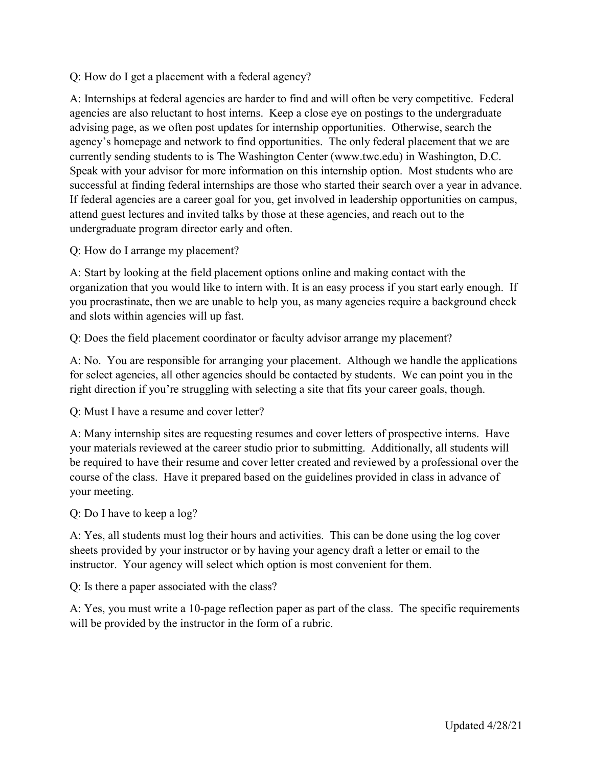Q: How do I get a placement with a federal agency?

A: Internships at federal agencies are harder to find and will often be very competitive. Federal agencies are also reluctant to host interns. Keep a close eye on postings to the undergraduate advising page, as we often post updates for internship opportunities. Otherwise, search the agency's homepage and network to find opportunities. The only federal placement that we are currently sending students to is The Washington Center (www.twc.edu) in Washington, D.C. Speak with your advisor for more information on this internship option. Most students who are successful at finding federal internships are those who started their search over a year in advance. If federal agencies are a career goal for you, get involved in leadership opportunities on campus, attend guest lectures and invited talks by those at these agencies, and reach out to the undergraduate program director early and often.

Q: How do I arrange my placement?

A: Start by looking at the field placement options online and making contact with the organization that you would like to intern with. It is an easy process if you start early enough. If you procrastinate, then we are unable to help you, as many agencies require a background check and slots within agencies will up fast.

Q: Does the field placement coordinator or faculty advisor arrange my placement?

A: No. You are responsible for arranging your placement. Although we handle the applications for select agencies, all other agencies should be contacted by students. We can point you in the right direction if you're struggling with selecting a site that fits your career goals, though.

Q: Must I have a resume and cover letter?

A: Many internship sites are requesting resumes and cover letters of prospective interns. Have your materials reviewed at the career studio prior to submitting. Additionally, all students will be required to have their resume and cover letter created and reviewed by a professional over the course of the class. Have it prepared based on the guidelines provided in class in advance of your meeting.

Q: Do I have to keep a log?

A: Yes, all students must log their hours and activities. This can be done using the log cover sheets provided by your instructor or by having your agency draft a letter or email to the instructor. Your agency will select which option is most convenient for them.

Q: Is there a paper associated with the class?

A: Yes, you must write a 10-page reflection paper as part of the class. The specific requirements will be provided by the instructor in the form of a rubric.

Updated 4/28/21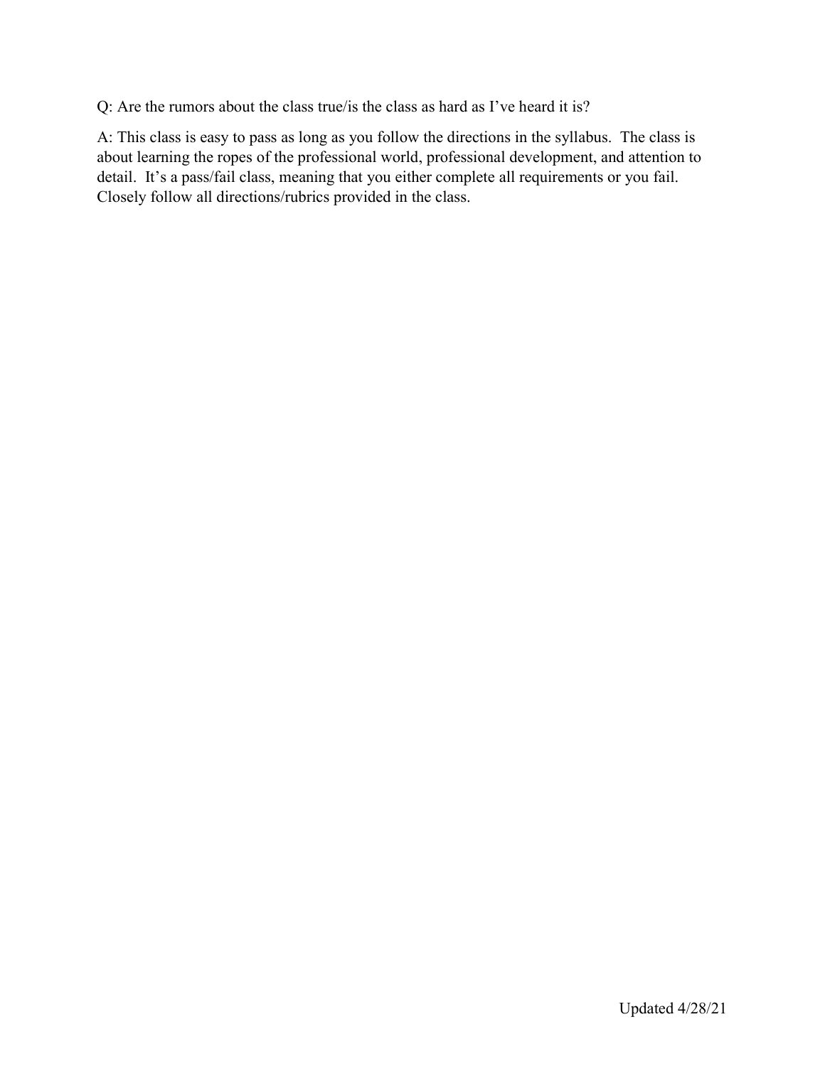Q: Are the rumors about the class true/is the class as hard as I've heard it is?

A: This class is easy to pass as long as you follow the directions in the syllabus. The class is about learning the ropes of the professional world, professional development, and attention to detail. It's a pass/fail class, meaning that you either complete all requirements or you fail. Closely follow all directions/rubrics provided in the class.

Updated 4/28/21